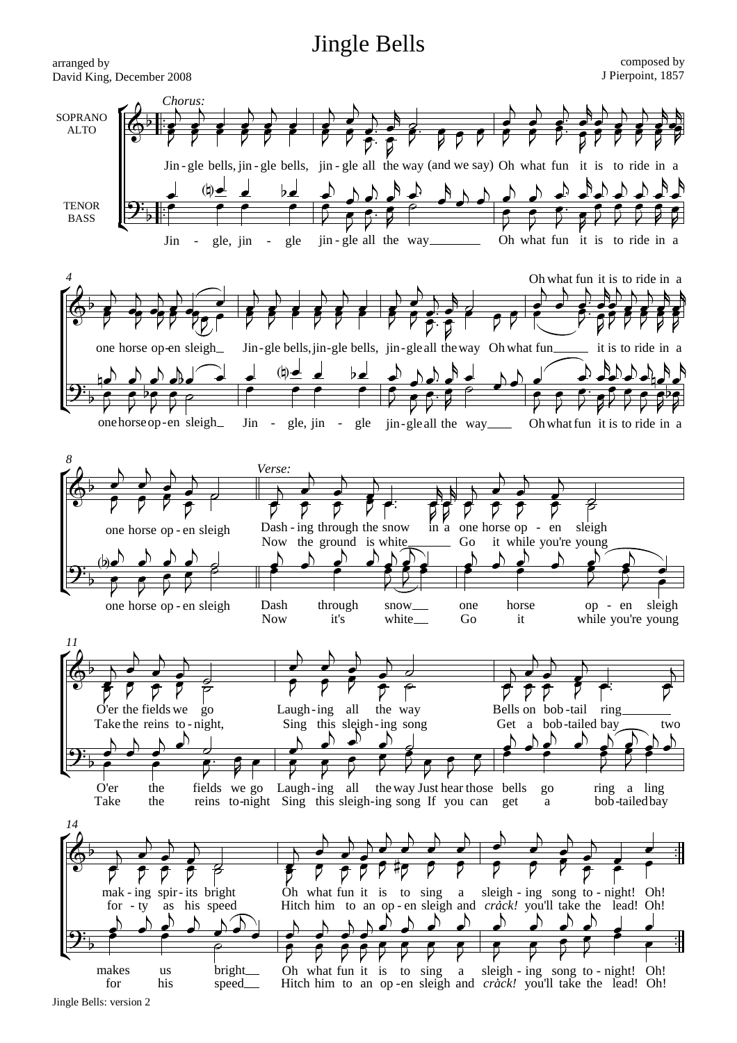# Jingle Bells

arranged by
David King, December 2008

composed by
J Pierpoint, 1857

Jingle Bells: version 2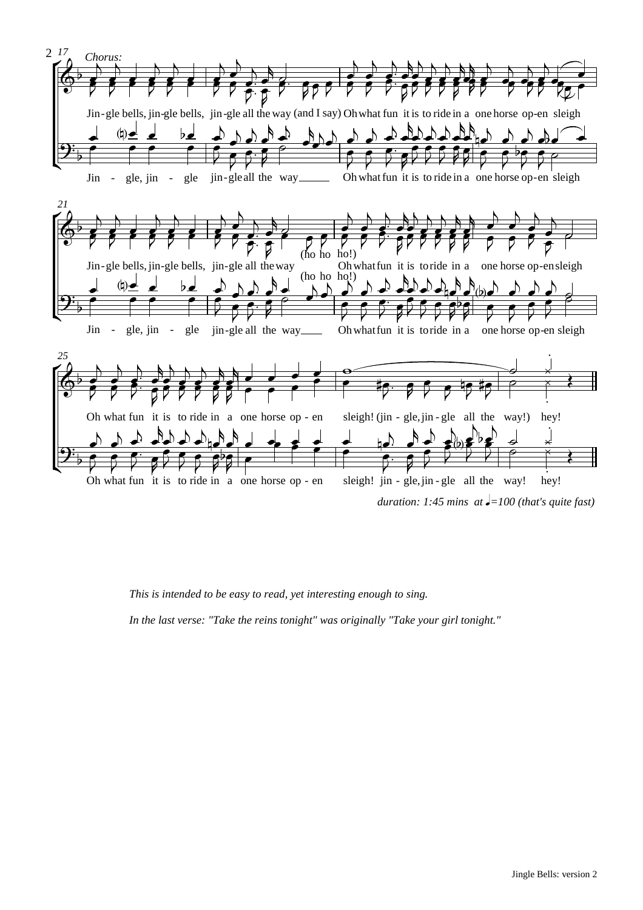*duration: 1:45 mins at ♩=100 (that's quite fast)*

*This is intended to be easy to read, yet interesting enough to sing.*

*In the last verse: "Take the reins tonight" was originally "Take your girl tonight."*